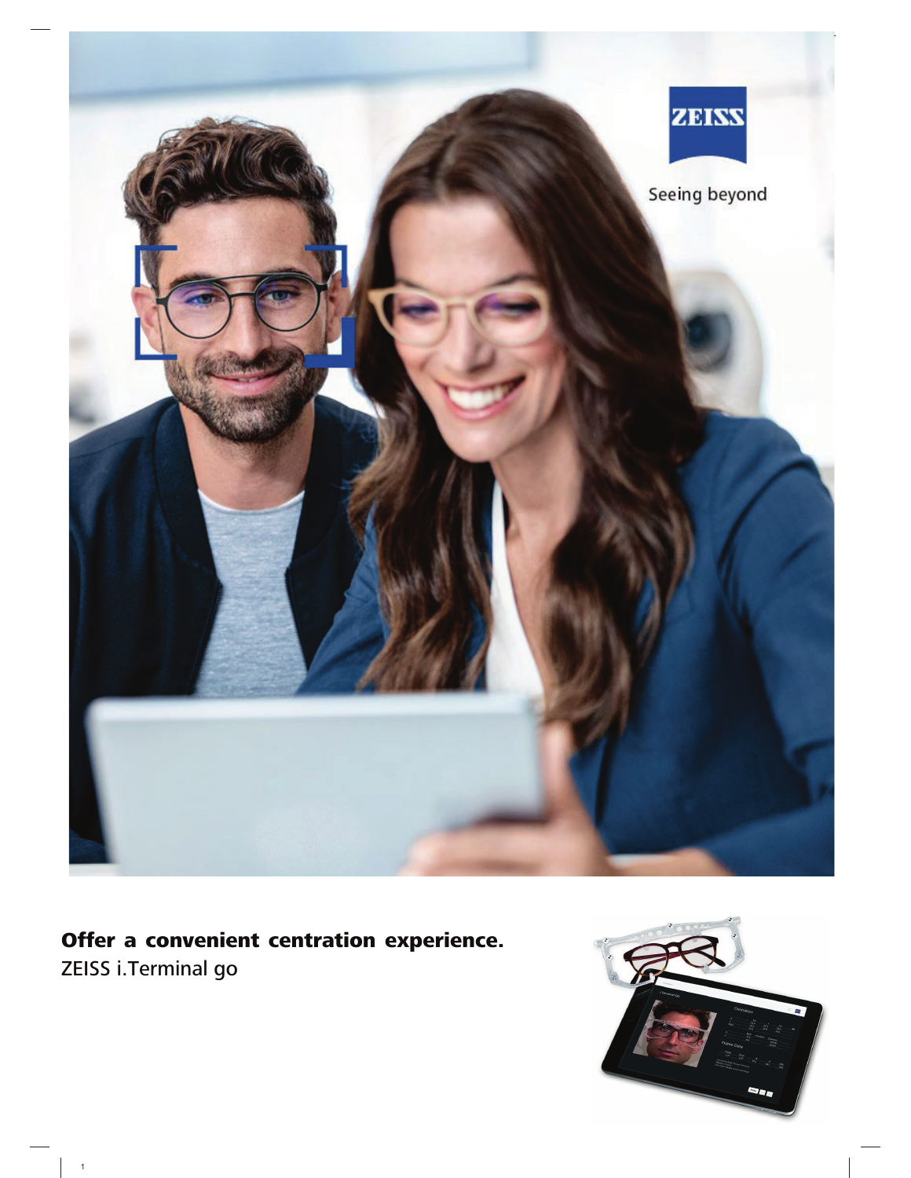ZEISS

Seeing beyond

**Offer a convenient centration experience.**

ZEISS i.Terminal go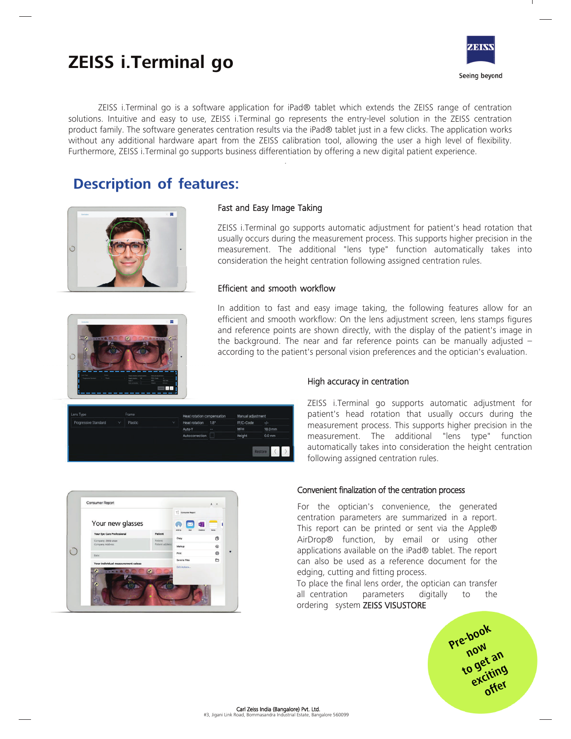# ZEISS i.Terminal go

ZEISS

Seeing beyond

ZEISS i.Terminal go is a software application for iPad® tablet which extends the ZEISS range of centration solutions. Intuitive and easy to use, ZEISS i.Terminal go represents the entry-level solution in the ZEISS centration product family. The software generates centration results via the iPad® tablet just in a few clicks. The application works without any additional hardware apart from the ZEISS calibration tool, allowing the user a high level of flexibility. Furthermore, ZEISS i.Terminal go supports business differentiation by offering a new digital patient experience.

## Description of features:

### Fast and Easy Image Taking

ZEISS i.Terminal go supports automatic adjustment for patient's head rotation that usually occurs during the measurement process. This supports higher precision in the measurement. The additional "lens type" function automatically takes into consideration the height centration following assigned centration rules.

### Efficient and smooth workflow

In addition to fast and easy image taking, the following features allow for an efficient and smooth workflow: On the lens adjustment screen, lens stamps figures and reference points are shown directly, with the display of the patient's image in the background. The near and far reference points can be manually adjusted – according to the patient's personal vision preferences and the optician's evaluation.

### High accuracy in centration

ZEISS i.Terminal go supports automatic adjustment for patient's head rotation that usually occurs during the measurement process. This supports higher precision in the measurement. The additional "lens type" function automatically takes into consideration the height centration following assigned centration rules.

### Convenient finalization of the centration process

For the optician's convenience, the generated centration parameters are summarized in a report. This report can be printed or sent via the Apple® AirDrop® function, by email or using other applications available on the iPad® tablet. The report can also be used as a reference document for the edging, cutting and fitting process.
To place the final lens order, the optician can transfer all centration parameters digitally to the ordering system ZEISS VISUSTORE

Pre-book now to get an exciting offer

Carl Zeiss India (Bangalore) Pvt. Ltd.
#3, Jigani Link Road, Bommasandra Industrial Estate, Bangalore 560099